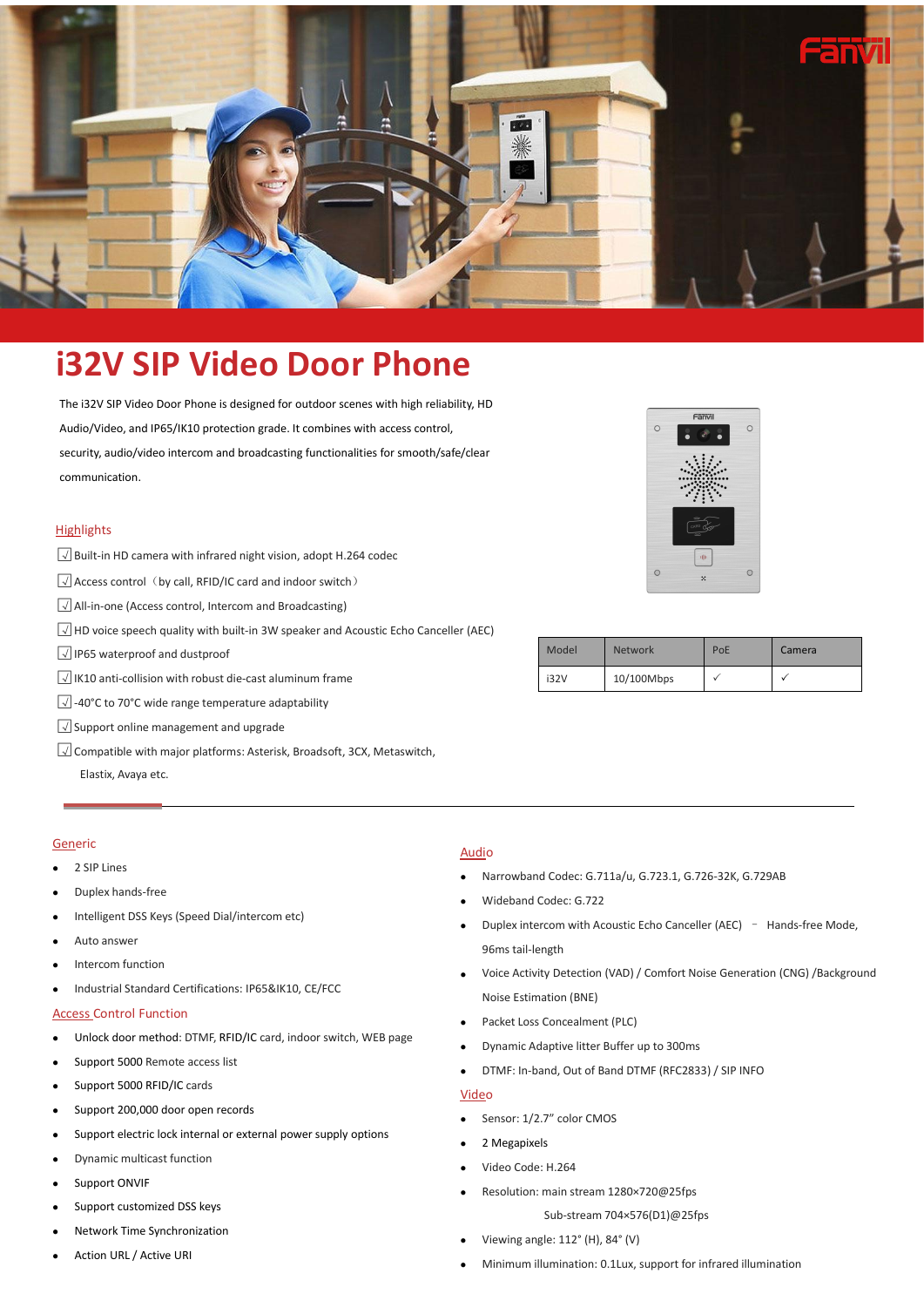# i32V SIP Video Door Phone

The i32V SIP Video Door Phone is designed for outdoor scenes with high reliability, HD Audio/Video, and IP65/IK10 protection grade. It combines with access control, security, audio/video intercom and broadcasting functionalities for smooth/safe/clear communication.

| Model | Network | PoE | Camera |
|---|---|---|---|
| i32V | 10/100Mbps | ✓ | ✓ |

## Highlights

- √ Built-in HD camera with infrared night vision, adopt H.264 codec
- √ Access control（by call, RFID/IC card and indoor switch）
- √ All-in-one (Access control, Intercom and Broadcasting)
- √ HD voice speech quality with built-in 3W speaker and Acoustic Echo Canceller (AEC)
- √ IP65 waterproof and dustproof
- √ IK10 anti-collision with robust die-cast aluminum frame
- √ -40°C to 70°C wide range temperature adaptability
- √ Support online management and upgrade
- √ Compatible with major platforms: Asterisk, Broadsoft, 3CX, Metaswitch, Elastix, Avaya etc.

## Generic

- 2 SIP Lines
- Duplex hands-free
- Intelligent DSS Keys (Speed Dial/intercom etc)
- Auto answer
- Intercom function
- Industrial Standard Certifications: IP65&IK10, CE/FCC

## Access Control Function

- Unlock door method: DTMF, RFID/IC card, indoor switch, WEB page
- Support 5000 Remote access list
- Support 5000 RFID/IC cards
- Support 200,000 door open records
- Support electric lock internal or external power supply options
- Dynamic multicast function
- Support ONVIF
- Support customized DSS keys
- Network Time Synchronization
- Action URL / Active URI

## Audio

- Narrowband Codec: G.711a/u, G.723.1, G.726-32K, G.729AB
- Wideband Codec: G.722
- Duplex intercom with Acoustic Echo Canceller (AEC) – Hands-free Mode, 96ms tail-length
- Voice Activity Detection (VAD) / Comfort Noise Generation (CNG) /Background Noise Estimation (BNE)
- Packet Loss Concealment (PLC)
- Dynamic Adaptive litter Buffer up to 300ms
- DTMF: In-band, Out of Band DTMF (RFC2833) / SIP INFO

## Video

- Sensor: 1/2.7" color CMOS
- 2 Megapixels
- Video Code: H.264
- Resolution: main stream 1280×720@25fps
  Sub-stream 704×576(D1)@25fps
- Viewing angle: 112° (H), 84° (V)
- Minimum illumination: 0.1Lux, support for infrared illumination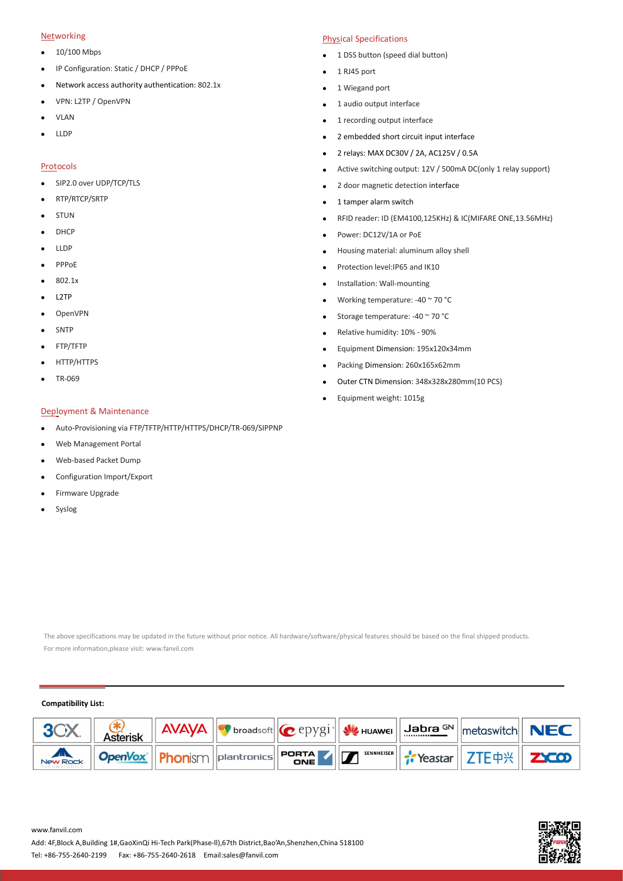## Networking

- 10/100 Mbps
- IP Configuration: Static / DHCP / PPPoE
- Network access authority authentication: 802.1x
- VPN: L2TP / OpenVPN
- VLAN
- LLDP

## Protocols

- SIP2.0 over UDP/TCP/TLS
- RTP/RTCP/SRTP
- STUN
- DHCP
- LLDP
- PPPoE
- 802.1x
- L2TP
- OpenVPN
- SNTP
- FTP/TFTP
- HTTP/HTTPS
- TR-069

## Deployment & Maintenance

- Auto-Provisioning via FTP/TFTP/HTTP/HTTPS/DHCP/TR-069/SIPPNP
- Web Management Portal
- Web-based Packet Dump
- Configuration Import/Export
- Firmware Upgrade
- Syslog

## Physical Specifications

- 1 DSS button (speed dial button)
- 1 RJ45 port
- 1 Wiegand port
- 1 audio output interface
- 1 recording output interface
- 2 embedded short circuit input interface
- 2 relays: MAX DC30V / 2A, AC125V / 0.5A
- Active switching output: 12V / 500mA DC(only 1 relay support)
- 2 door magnetic detection interface
- 1 tamper alarm switch
- RFID reader: ID (EM4100,125KHz) & IC(MIFARE ONE,13.56MHz)
- Power: DC12V/1A or PoE
- Housing material: aluminum alloy shell
- Protection level:IP65 and IK10
- Installation: Wall-mounting
- Working temperature: -40 ~ 70 °C
- Storage temperature: -40 ~ 70 °C
- Relative humidity: 10% - 90%
- Equipment Dimension: 195x120x34mm
- Packing Dimension: 260x165x62mm
- Outer CTN Dimension: 348x328x280mm(10 PCS)
- Equipment weight: 1015g

The above specifications may be updated in the future without prior notice. All hardware/software/physical features should be based on the final shipped products.
For more information,please visit: www.fanvil.com

**Compatibility List:**

| | | | | | | | | |
|---|---|---|---|---|---|---|---|---|
| 3CX | Asterisk | AVAYA | broadsoft | epygi | HUAWEI | Jabra GN | metaswitch | NEC |
| New Rock Technologies | OpenVox | Phonism | plantronics | PORTA ONE | SENNHEISER | Yeastar | ZTE中兴 | ZYCOO |

www.fanvil.com
Add: 4F,Block A,Building 1#,GaoXinQi Hi-Tech Park(Phase-ll),67th District,Bao'An,Shenzhen,China 518100
Tel: +86-755-2640-2199 Fax: +86-755-2640-2618 Email:sales@fanvil.com